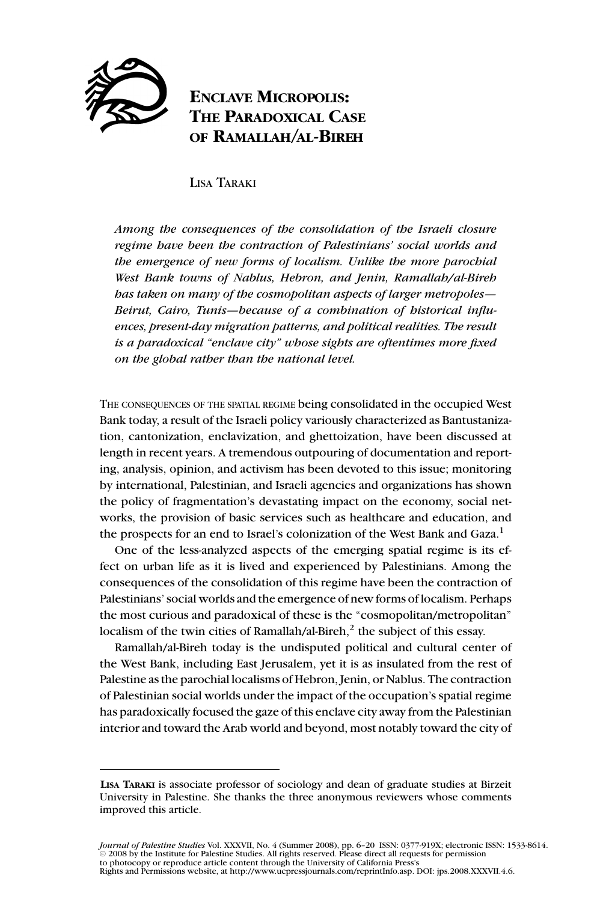# Enclave Micropolis: The Paradoxical Case of Ramallah/al-Bireh

Lisa Taraki

*Among the consequences of the consolidation of the Israeli closure regime have been the contraction of Palestinians' social worlds and the emergence of new forms of localism. Unlike the more parochial West Bank towns of Nablus, Hebron, and Jenin, Ramallah/al-Bireh has taken on many of the cosmopolitan aspects of larger metropoles—Beirut, Cairo, Tunis—because of a combination of historical influences, present-day migration patterns, and political realities. The result is a paradoxical "enclave city" whose sights are oftentimes more fixed on the global rather than the national level.*

The consequences of the spatial regime being consolidated in the occupied West Bank today, a result of the Israeli policy variously characterized as Bantustanization, cantonization, enclavization, and ghettoization, have been discussed at length in recent years. A tremendous outpouring of documentation and reporting, analysis, opinion, and activism has been devoted to this issue; monitoring by international, Palestinian, and Israeli agencies and organizations has shown the policy of fragmentation's devastating impact on the economy, social networks, the provision of basic services such as healthcare and education, and the prospects for an end to Israel's colonization of the West Bank and Gaza.[1]

One of the less-analyzed aspects of the emerging spatial regime is its effect on urban life as it is lived and experienced by Palestinians. Among the consequences of the consolidation of this regime have been the contraction of Palestinians' social worlds and the emergence of new forms of localism. Perhaps the most curious and paradoxical of these is the "cosmopolitan/metropolitan" localism of the twin cities of Ramallah/al-Bireh,[2] the subject of this essay.

Ramallah/al-Bireh today is the undisputed political and cultural center of the West Bank, including East Jerusalem, yet it is as insulated from the rest of Palestine as the parochial localisms of Hebron, Jenin, or Nablus. The contraction of Palestinian social worlds under the impact of the occupation's spatial regime has paradoxically focused the gaze of this enclave city away from the Palestinian interior and toward the Arab world and beyond, most notably toward the city of

---

**Lisa Taraki** is associate professor of sociology and dean of graduate studies at Birzeit University in Palestine. She thanks the three anonymous reviewers whose comments improved this article.

*Journal of Palestine Studies* Vol. XXXVII, No. 4 (Summer 2008), pp. 6–20 ISSN: 0377-919X; electronic ISSN: 1533-8614. © 2008 by the Institute for Palestine Studies. All rights reserved. Please direct all requests for permission to photocopy or reproduce article content through the University of California Press's Rights and Permissions website, at http://www.ucpressjournals.com/reprintInfo.asp. DOI: jps.2008.XXXVII.4.6.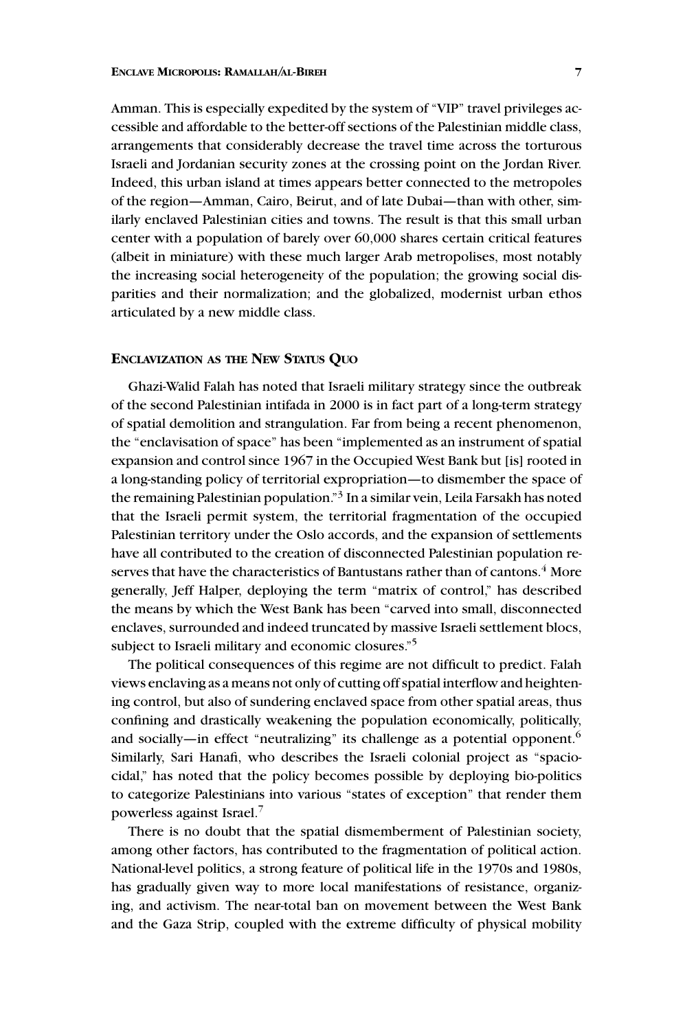Amman. This is especially expedited by the system of "VIP" travel privileges accessible and affordable to the better-off sections of the Palestinian middle class, arrangements that considerably decrease the travel time across the torturous Israeli and Jordanian security zones at the crossing point on the Jordan River. Indeed, this urban island at times appears better connected to the metropoles of the region—Amman, Cairo, Beirut, and of late Dubai—than with other, similarly enclaved Palestinian cities and towns. The result is that this small urban center with a population of barely over 60,000 shares certain critical features (albeit in miniature) with these much larger Arab metropolises, most notably the increasing social heterogeneity of the population; the growing social disparities and their normalization; and the globalized, modernist urban ethos articulated by a new middle class.

## Enclavization as the New Status Quo

Ghazi-Walid Falah has noted that Israeli military strategy since the outbreak of the second Palestinian intifada in 2000 is in fact part of a long-term strategy of spatial demolition and strangulation. Far from being a recent phenomenon, the "enclavisation of space" has been "implemented as an instrument of spatial expansion and control since 1967 in the Occupied West Bank but [is] rooted in a long-standing policy of territorial expropriation—to dismember the space of the remaining Palestinian population."[3] In a similar vein, Leila Farsakh has noted that the Israeli permit system, the territorial fragmentation of the occupied Palestinian territory under the Oslo accords, and the expansion of settlements have all contributed to the creation of disconnected Palestinian population reserves that have the characteristics of Bantustans rather than of cantons.[4] More generally, Jeff Halper, deploying the term "matrix of control," has described the means by which the West Bank has been "carved into small, disconnected enclaves, surrounded and indeed truncated by massive Israeli settlement blocs, subject to Israeli military and economic closures."[5]

The political consequences of this regime are not difficult to predict. Falah views enclaving as a means not only of cutting off spatial interflow and heightening control, but also of sundering enclaved space from other spatial areas, thus confining and drastically weakening the population economically, politically, and socially—in effect "neutralizing" its challenge as a potential opponent.[6] Similarly, Sari Hanafi, who describes the Israeli colonial project as "spaciocidal," has noted that the policy becomes possible by deploying bio-politics to categorize Palestinians into various "states of exception" that render them powerless against Israel.[7]

There is no doubt that the spatial dismemberment of Palestinian society, among other factors, has contributed to the fragmentation of political action. National-level politics, a strong feature of political life in the 1970s and 1980s, has gradually given way to more local manifestations of resistance, organizing, and activism. The near-total ban on movement between the West Bank and the Gaza Strip, coupled with the extreme difficulty of physical mobility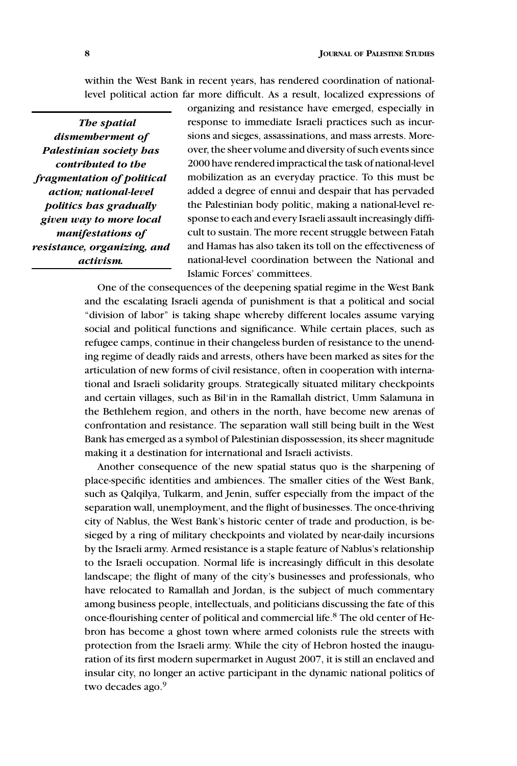within the West Bank in recent years, has rendered coordination of national-level political action far more difficult. As a result, localized expressions of organizing and resistance have emerged, especially in response to immediate Israeli practices such as incursions and sieges, assassinations, and mass arrests. Moreover, the sheer volume and diversity of such events since 2000 have rendered impractical the task of national-level mobilization as an everyday practice. To this must be added a degree of ennui and despair that has pervaded the Palestinian body politic, making a national-level response to each and every Israeli assault increasingly difficult to sustain. The more recent struggle between Fatah and Hamas has also taken its toll on the effectiveness of national-level coordination between the National and Islamic Forces' committees.

> ***The spatial dismemberment of Palestinian society has contributed to the fragmentation of political action; national-level politics has gradually given way to more local manifestations of resistance, organizing, and activism.***

One of the consequences of the deepening spatial regime in the West Bank and the escalating Israeli agenda of punishment is that a political and social "division of labor" is taking shape whereby different locales assume varying social and political functions and significance. While certain places, such as refugee camps, continue in their changeless burden of resistance to the unending regime of deadly raids and arrests, others have been marked as sites for the articulation of new forms of civil resistance, often in cooperation with international and Israeli solidarity groups. Strategically situated military checkpoints and certain villages, such as Bil'in in the Ramallah district, Umm Salamuna in the Bethlehem region, and others in the north, have become new arenas of confrontation and resistance. The separation wall still being built in the West Bank has emerged as a symbol of Palestinian dispossession, its sheer magnitude making it a destination for international and Israeli activists.

Another consequence of the new spatial status quo is the sharpening of place-specific identities and ambiences. The smaller cities of the West Bank, such as Qalqilya, Tulkarm, and Jenin, suffer especially from the impact of the separation wall, unemployment, and the flight of businesses. The once-thriving city of Nablus, the West Bank's historic center of trade and production, is besieged by a ring of military checkpoints and violated by near-daily incursions by the Israeli army. Armed resistance is a staple feature of Nablus's relationship to the Israeli occupation. Normal life is increasingly difficult in this desolate landscape; the flight of many of the city's businesses and professionals, who have relocated to Ramallah and Jordan, is the subject of much commentary among business people, intellectuals, and politicians discussing the fate of this once-flourishing center of political and commercial life.[8] The old center of Hebron has become a ghost town where armed colonists rule the streets with protection from the Israeli army. While the city of Hebron hosted the inauguration of its first modern supermarket in August 2007, it is still an enclaved and insular city, no longer an active participant in the dynamic national politics of two decades ago.[9]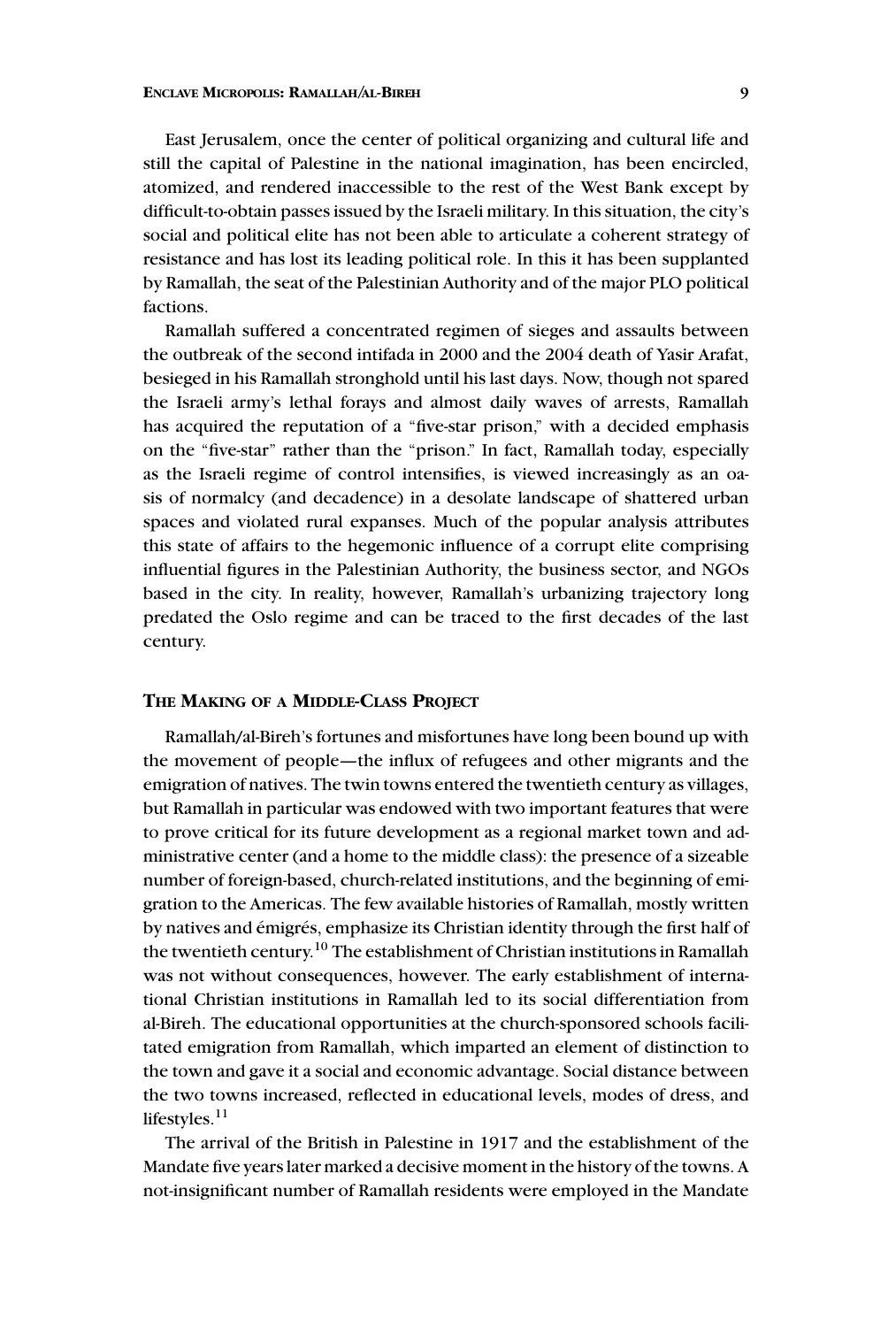East Jerusalem, once the center of political organizing and cultural life and still the capital of Palestine in the national imagination, has been encircled, atomized, and rendered inaccessible to the rest of the West Bank except by difficult-to-obtain passes issued by the Israeli military. In this situation, the city's social and political elite has not been able to articulate a coherent strategy of resistance and has lost its leading political role. In this it has been supplanted by Ramallah, the seat of the Palestinian Authority and of the major PLO political factions.

Ramallah suffered a concentrated regimen of sieges and assaults between the outbreak of the second intifada in 2000 and the 2004 death of Yasir Arafat, besieged in his Ramallah stronghold until his last days. Now, though not spared the Israeli army's lethal forays and almost daily waves of arrests, Ramallah has acquired the reputation of a "five-star prison," with a decided emphasis on the "five-star" rather than the "prison." In fact, Ramallah today, especially as the Israeli regime of control intensifies, is viewed increasingly as an oasis of normalcy (and decadence) in a desolate landscape of shattered urban spaces and violated rural expanses. Much of the popular analysis attributes this state of affairs to the hegemonic influence of a corrupt elite comprising influential figures in the Palestinian Authority, the business sector, and NGOs based in the city. In reality, however, Ramallah's urbanizing trajectory long predated the Oslo regime and can be traced to the first decades of the last century.

## THE MAKING OF A MIDDLE-CLASS PROJECT

Ramallah/al-Bireh's fortunes and misfortunes have long been bound up with the movement of people—the influx of refugees and other migrants and the emigration of natives. The twin towns entered the twentieth century as villages, but Ramallah in particular was endowed with two important features that were to prove critical for its future development as a regional market town and administrative center (and a home to the middle class): the presence of a sizeable number of foreign-based, church-related institutions, and the beginning of emigration to the Americas. The few available histories of Ramallah, mostly written by natives and émigrés, emphasize its Christian identity through the first half of the twentieth century.[10] The establishment of Christian institutions in Ramallah was not without consequences, however. The early establishment of international Christian institutions in Ramallah led to its social differentiation from al-Bireh. The educational opportunities at the church-sponsored schools facilitated emigration from Ramallah, which imparted an element of distinction to the town and gave it a social and economic advantage. Social distance between the two towns increased, reflected in educational levels, modes of dress, and lifestyles.[11]

The arrival of the British in Palestine in 1917 and the establishment of the Mandate five years later marked a decisive moment in the history of the towns. A not-insignificant number of Ramallah residents were employed in the Mandate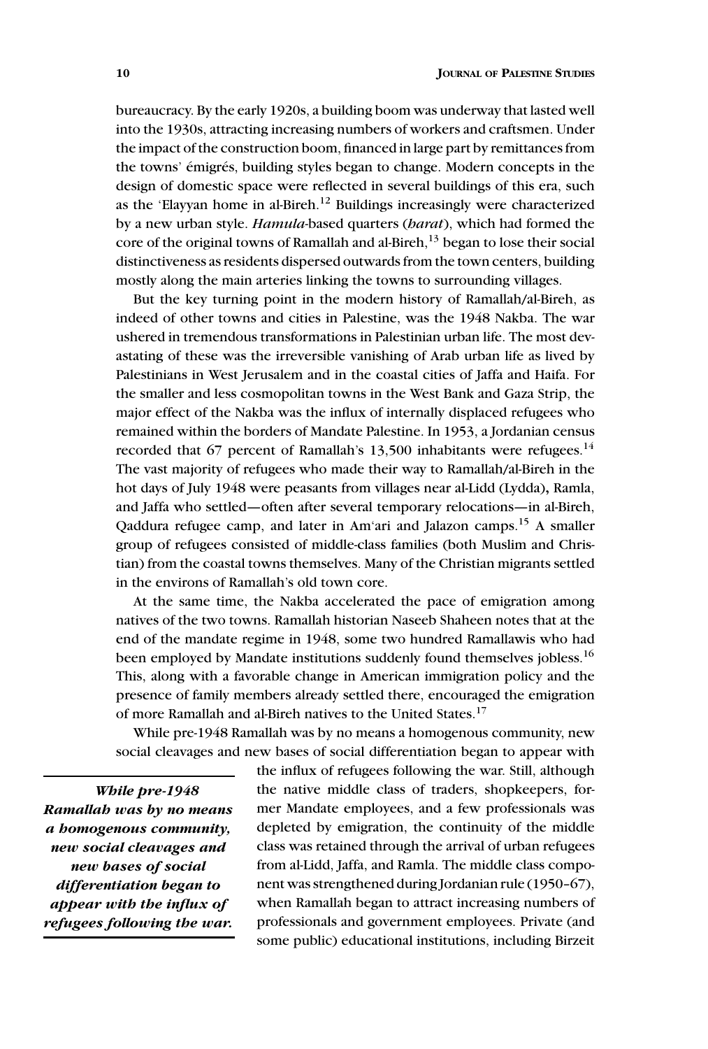bureaucracy. By the early 1920s, a building boom was underway that lasted well into the 1930s, attracting increasing numbers of workers and craftsmen. Under the impact of the construction boom, financed in large part by remittances from the towns' émigrés, building styles began to change. Modern concepts in the design of domestic space were reflected in several buildings of this era, such as the ʿElayyan home in al-Bireh.[12] Buildings increasingly were characterized by a new urban style. *Hamula*-based quarters (*harat*), which had formed the core of the original towns of Ramallah and al-Bireh,[13] began to lose their social distinctiveness as residents dispersed outwards from the town centers, building mostly along the main arteries linking the towns to surrounding villages.

But the key turning point in the modern history of Ramallah/al-Bireh, as indeed of other towns and cities in Palestine, was the 1948 Nakba. The war ushered in tremendous transformations in Palestinian urban life. The most devastating of these was the irreversible vanishing of Arab urban life as lived by Palestinians in West Jerusalem and in the coastal cities of Jaffa and Haifa. For the smaller and less cosmopolitan towns in the West Bank and Gaza Strip, the major effect of the Nakba was the influx of internally displaced refugees who remained within the borders of Mandate Palestine. In 1953, a Jordanian census recorded that 67 percent of Ramallah's 13,500 inhabitants were refugees.[14] The vast majority of refugees who made their way to Ramallah/al-Bireh in the hot days of July 1948 were peasants from villages near al-Lidd (Lydda), Ramla, and Jaffa who settled—often after several temporary relocations—in al-Bireh, Qaddura refugee camp, and later in Amʿari and Jalazon camps.[15] A smaller group of refugees consisted of middle-class families (both Muslim and Christian) from the coastal towns themselves. Many of the Christian migrants settled in the environs of Ramallah's old town core.

At the same time, the Nakba accelerated the pace of emigration among natives of the two towns. Ramallah historian Naseeb Shaheen notes that at the end of the mandate regime in 1948, some two hundred Ramallawis who had been employed by Mandate institutions suddenly found themselves jobless.[16] This, along with a favorable change in American immigration policy and the presence of family members already settled there, encouraged the emigration of more Ramallah and al-Bireh natives to the United States.[17]

While pre-1948 Ramallah was by no means a homogenous community, new social cleavages and new bases of social differentiation began to appear with the influx of refugees following the war. Still, although the native middle class of traders, shopkeepers, former Mandate employees, and a few professionals was depleted by emigration, the continuity of the middle class was retained through the arrival of urban refugees from al-Lidd, Jaffa, and Ramla. The middle class component was strengthened during Jordanian rule (1950–67), when Ramallah began to attract increasing numbers of professionals and government employees. Private (and some public) educational institutions, including Birzeit

> ***While pre-1948 Ramallah was by no means a homogenous community, new social cleavages and new bases of social differentiation began to appear with the influx of refugees following the war.***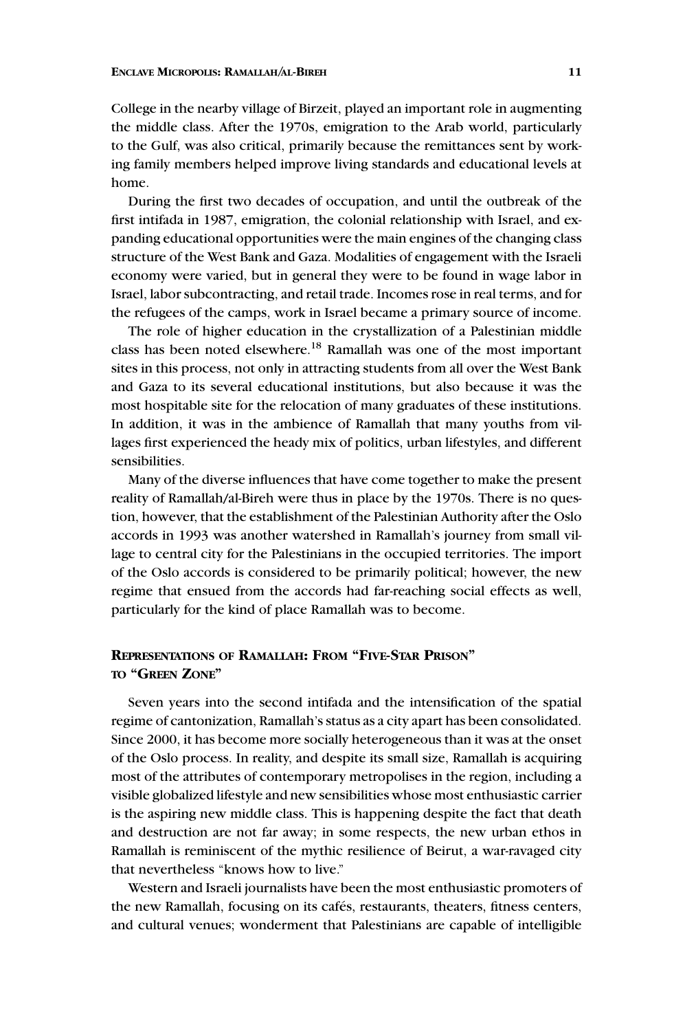College in the nearby village of Birzeit, played an important role in augmenting the middle class. After the 1970s, emigration to the Arab world, particularly to the Gulf, was also critical, primarily because the remittances sent by working family members helped improve living standards and educational levels at home.

During the first two decades of occupation, and until the outbreak of the first intifada in 1987, emigration, the colonial relationship with Israel, and expanding educational opportunities were the main engines of the changing class structure of the West Bank and Gaza. Modalities of engagement with the Israeli economy were varied, but in general they were to be found in wage labor in Israel, labor subcontracting, and retail trade. Incomes rose in real terms, and for the refugees of the camps, work in Israel became a primary source of income.

The role of higher education in the crystallization of a Palestinian middle class has been noted elsewhere.[18] Ramallah was one of the most important sites in this process, not only in attracting students from all over the West Bank and Gaza to its several educational institutions, but also because it was the most hospitable site for the relocation of many graduates of these institutions. In addition, it was in the ambience of Ramallah that many youths from villages first experienced the heady mix of politics, urban lifestyles, and different sensibilities.

Many of the diverse influences that have come together to make the present reality of Ramallah/al-Bireh were thus in place by the 1970s. There is no question, however, that the establishment of the Palestinian Authority after the Oslo accords in 1993 was another watershed in Ramallah's journey from small village to central city for the Palestinians in the occupied territories. The import of the Oslo accords is considered to be primarily political; however, the new regime that ensued from the accords had far-reaching social effects as well, particularly for the kind of place Ramallah was to become.

## Representations of Ramallah: From "Five-Star Prison" to "Green Zone"

Seven years into the second intifada and the intensification of the spatial regime of cantonization, Ramallah's status as a city apart has been consolidated. Since 2000, it has become more socially heterogeneous than it was at the onset of the Oslo process. In reality, and despite its small size, Ramallah is acquiring most of the attributes of contemporary metropolises in the region, including a visible globalized lifestyle and new sensibilities whose most enthusiastic carrier is the aspiring new middle class. This is happening despite the fact that death and destruction are not far away; in some respects, the new urban ethos in Ramallah is reminiscent of the mythic resilience of Beirut, a war-ravaged city that nevertheless "knows how to live."

Western and Israeli journalists have been the most enthusiastic promoters of the new Ramallah, focusing on its cafés, restaurants, theaters, fitness centers, and cultural venues; wonderment that Palestinians are capable of intelligible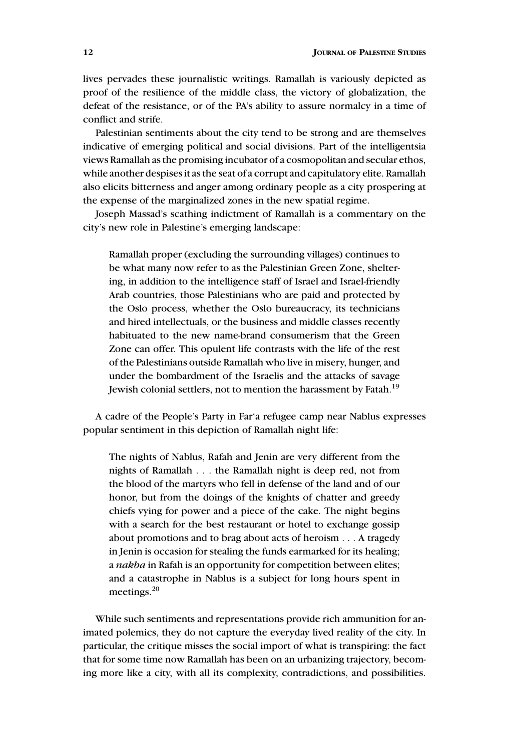lives pervades these journalistic writings. Ramallah is variously depicted as proof of the resilience of the middle class, the victory of globalization, the defeat of the resistance, or of the PA's ability to assure normalcy in a time of conflict and strife.

Palestinian sentiments about the city tend to be strong and are themselves indicative of emerging political and social divisions. Part of the intelligentsia views Ramallah as the promising incubator of a cosmopolitan and secular ethos, while another despises it as the seat of a corrupt and capitulatory elite. Ramallah also elicits bitterness and anger among ordinary people as a city prospering at the expense of the marginalized zones in the new spatial regime.

Joseph Massad's scathing indictment of Ramallah is a commentary on the city's new role in Palestine's emerging landscape:

> Ramallah proper (excluding the surrounding villages) continues to be what many now refer to as the Palestinian Green Zone, sheltering, in addition to the intelligence staff of Israel and Israel-friendly Arab countries, those Palestinians who are paid and protected by the Oslo process, whether the Oslo bureaucracy, its technicians and hired intellectuals, or the business and middle classes recently habituated to the new name-brand consumerism that the Green Zone can offer. This opulent life contrasts with the life of the rest of the Palestinians outside Ramallah who live in misery, hunger, and under the bombardment of the Israelis and the attacks of savage Jewish colonial settlers, not to mention the harassment by Fatah.[19]

A cadre of the People's Party in Far'a refugee camp near Nablus expresses popular sentiment in this depiction of Ramallah night life:

> The nights of Nablus, Rafah and Jenin are very different from the nights of Ramallah . . . the Ramallah night is deep red, not from the blood of the martyrs who fell in defense of the land and of our honor, but from the doings of the knights of chatter and greedy chiefs vying for power and a piece of the cake. The night begins with a search for the best restaurant or hotel to exchange gossip about promotions and to brag about acts of heroism . . . A tragedy in Jenin is occasion for stealing the funds earmarked for its healing; a *nakba* in Rafah is an opportunity for competition between elites; and a catastrophe in Nablus is a subject for long hours spent in meetings.[20]

While such sentiments and representations provide rich ammunition for animated polemics, they do not capture the everyday lived reality of the city. In particular, the critique misses the social import of what is transpiring: the fact that for some time now Ramallah has been on an urbanizing trajectory, becoming more like a city, with all its complexity, contradictions, and possibilities.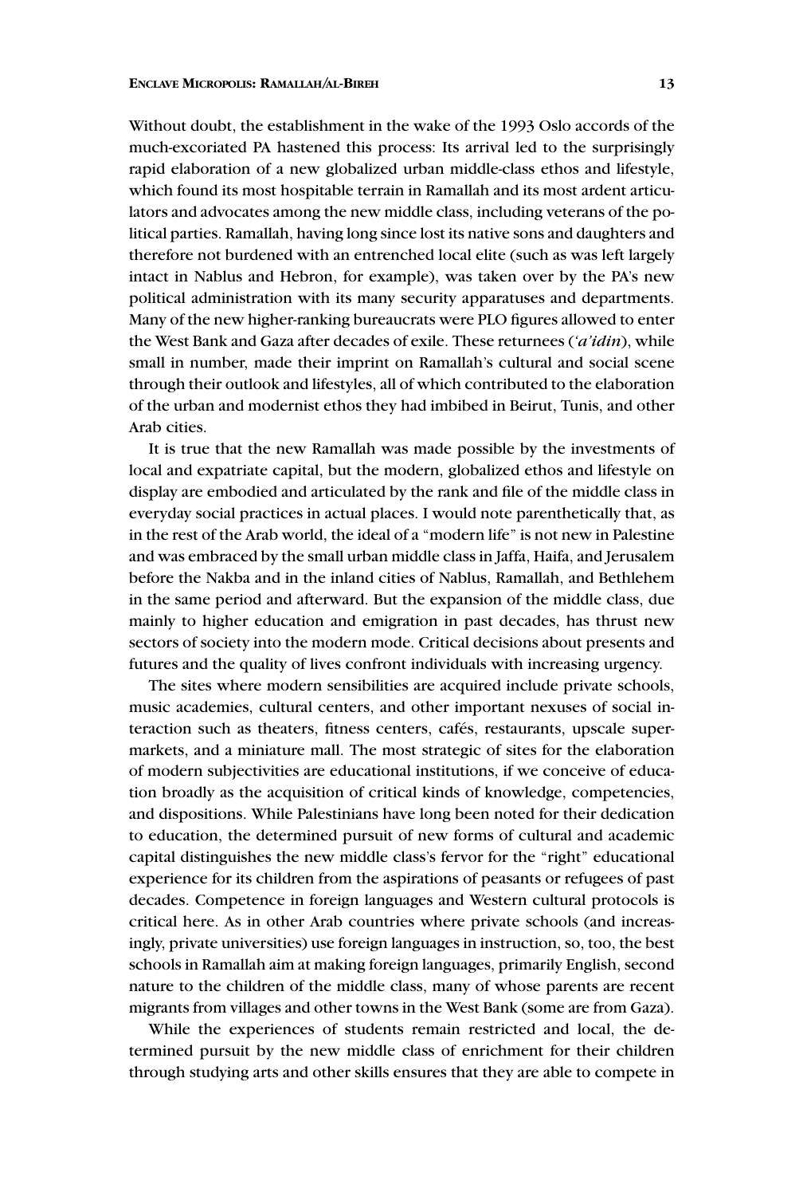Without doubt, the establishment in the wake of the 1993 Oslo accords of the much-excoriated PA hastened this process: Its arrival led to the surprisingly rapid elaboration of a new globalized urban middle-class ethos and lifestyle, which found its most hospitable terrain in Ramallah and its most ardent articulators and advocates among the new middle class, including veterans of the political parties. Ramallah, having long since lost its native sons and daughters and therefore not burdened with an entrenched local elite (such as was left largely intact in Nablus and Hebron, for example), was taken over by the PA's new political administration with its many security apparatuses and departments. Many of the new higher-ranking bureaucrats were PLO figures allowed to enter the West Bank and Gaza after decades of exile. These returnees (*'a'idin*), while small in number, made their imprint on Ramallah's cultural and social scene through their outlook and lifestyles, all of which contributed to the elaboration of the urban and modernist ethos they had imbibed in Beirut, Tunis, and other Arab cities.

It is true that the new Ramallah was made possible by the investments of local and expatriate capital, but the modern, globalized ethos and lifestyle on display are embodied and articulated by the rank and file of the middle class in everyday social practices in actual places. I would note parenthetically that, as in the rest of the Arab world, the ideal of a "modern life" is not new in Palestine and was embraced by the small urban middle class in Jaffa, Haifa, and Jerusalem before the Nakba and in the inland cities of Nablus, Ramallah, and Bethlehem in the same period and afterward. But the expansion of the middle class, due mainly to higher education and emigration in past decades, has thrust new sectors of society into the modern mode. Critical decisions about presents and futures and the quality of lives confront individuals with increasing urgency.

The sites where modern sensibilities are acquired include private schools, music academies, cultural centers, and other important nexuses of social interaction such as theaters, fitness centers, cafés, restaurants, upscale supermarkets, and a miniature mall. The most strategic of sites for the elaboration of modern subjectivities are educational institutions, if we conceive of education broadly as the acquisition of critical kinds of knowledge, competencies, and dispositions. While Palestinians have long been noted for their dedication to education, the determined pursuit of new forms of cultural and academic capital distinguishes the new middle class's fervor for the "right" educational experience for its children from the aspirations of peasants or refugees of past decades. Competence in foreign languages and Western cultural protocols is critical here. As in other Arab countries where private schools (and increasingly, private universities) use foreign languages in instruction, so, too, the best schools in Ramallah aim at making foreign languages, primarily English, second nature to the children of the middle class, many of whose parents are recent migrants from villages and other towns in the West Bank (some are from Gaza).

While the experiences of students remain restricted and local, the determined pursuit by the new middle class of enrichment for their children through studying arts and other skills ensures that they are able to compete in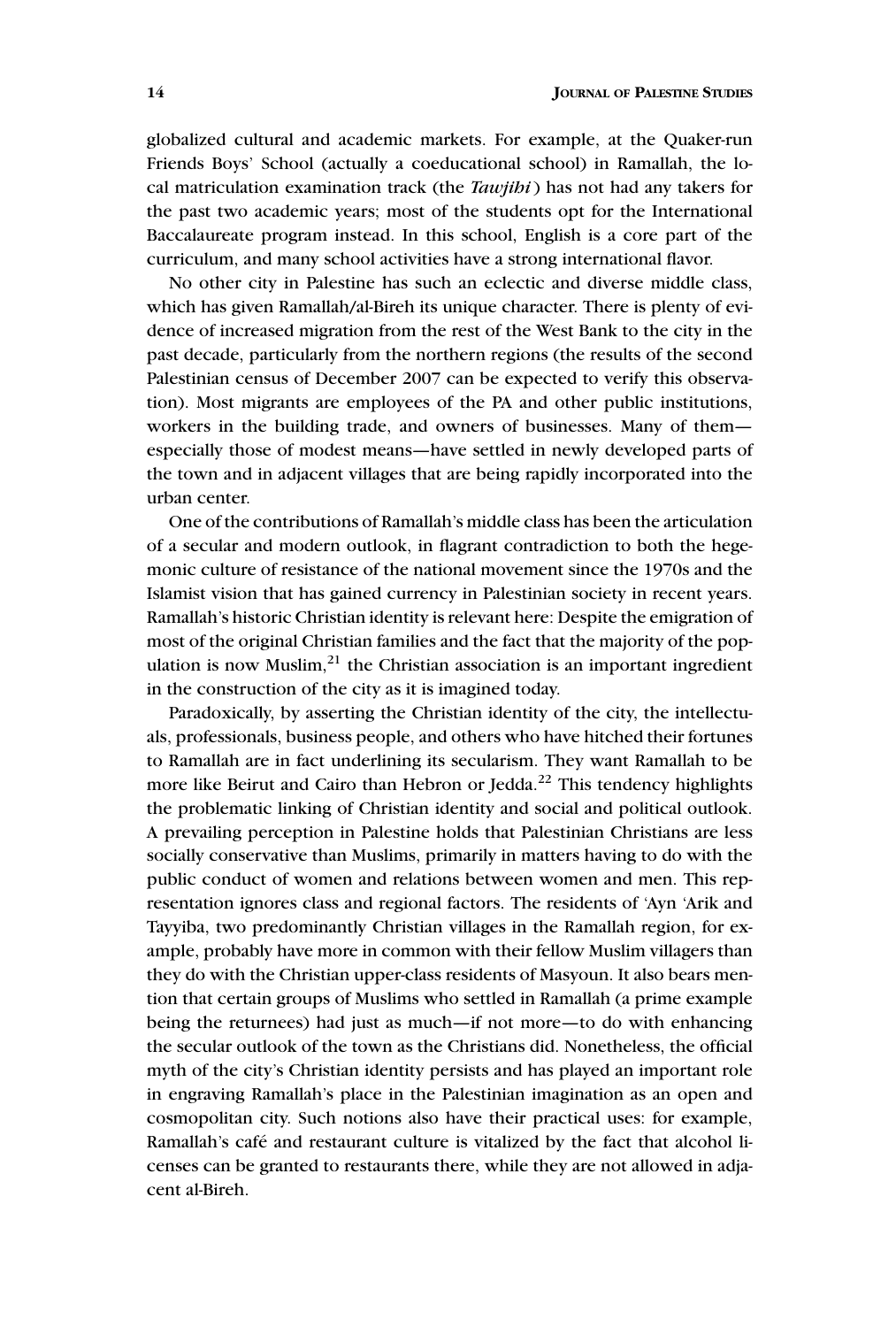globalized cultural and academic markets. For example, at the Quaker-run Friends Boys' School (actually a coeducational school) in Ramallah, the local matriculation examination track (the *Tawjihi*) has not had any takers for the past two academic years; most of the students opt for the International Baccalaureate program instead. In this school, English is a core part of the curriculum, and many school activities have a strong international flavor.

No other city in Palestine has such an eclectic and diverse middle class, which has given Ramallah/al-Bireh its unique character. There is plenty of evidence of increased migration from the rest of the West Bank to the city in the past decade, particularly from the northern regions (the results of the second Palestinian census of December 2007 can be expected to verify this observation). Most migrants are employees of the PA and other public institutions, workers in the building trade, and owners of businesses. Many of them—especially those of modest means—have settled in newly developed parts of the town and in adjacent villages that are being rapidly incorporated into the urban center.

One of the contributions of Ramallah's middle class has been the articulation of a secular and modern outlook, in flagrant contradiction to both the hegemonic culture of resistance of the national movement since the 1970s and the Islamist vision that has gained currency in Palestinian society in recent years. Ramallah's historic Christian identity is relevant here: Despite the emigration of most of the original Christian families and the fact that the majority of the population is now Muslim,[21] the Christian association is an important ingredient in the construction of the city as it is imagined today.

Paradoxically, by asserting the Christian identity of the city, the intellectuals, professionals, business people, and others who have hitched their fortunes to Ramallah are in fact underlining its secularism. They want Ramallah to be more like Beirut and Cairo than Hebron or Jedda.[22] This tendency highlights the problematic linking of Christian identity and social and political outlook. A prevailing perception in Palestine holds that Palestinian Christians are less socially conservative than Muslims, primarily in matters having to do with the public conduct of women and relations between women and men. This representation ignores class and regional factors. The residents of 'Ayn 'Arik and Tayyiba, two predominantly Christian villages in the Ramallah region, for example, probably have more in common with their fellow Muslim villagers than they do with the Christian upper-class residents of Masyoun. It also bears mention that certain groups of Muslims who settled in Ramallah (a prime example being the returnees) had just as much—if not more—to do with enhancing the secular outlook of the town as the Christians did. Nonetheless, the official myth of the city's Christian identity persists and has played an important role in engraving Ramallah's place in the Palestinian imagination as an open and cosmopolitan city. Such notions also have their practical uses: for example, Ramallah's café and restaurant culture is vitalized by the fact that alcohol licenses can be granted to restaurants there, while they are not allowed in adjacent al-Bireh.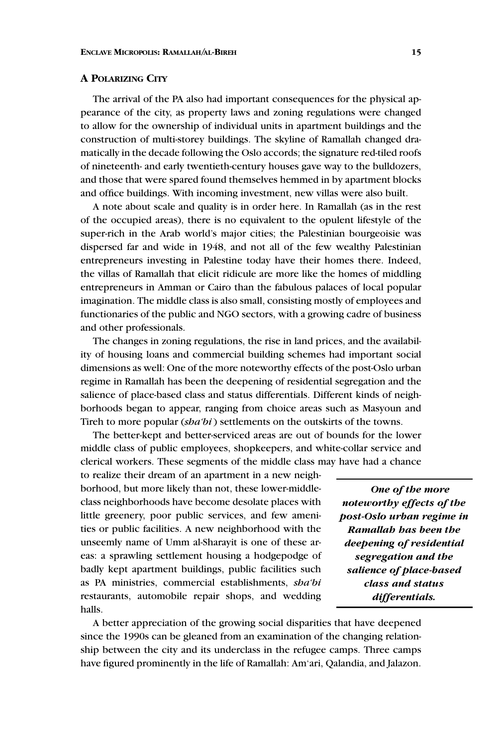## A Polarizing City

The arrival of the PA also had important consequences for the physical appearance of the city, as property laws and zoning regulations were changed to allow for the ownership of individual units in apartment buildings and the construction of multi-storey buildings. The skyline of Ramallah changed dramatically in the decade following the Oslo accords; the signature red-tiled roofs of nineteenth- and early twentieth-century houses gave way to the bulldozers, and those that were spared found themselves hemmed in by apartment blocks and office buildings. With incoming investment, new villas were also built.

A note about scale and quality is in order here. In Ramallah (as in the rest of the occupied areas), there is no equivalent to the opulent lifestyle of the super-rich in the Arab world's major cities; the Palestinian bourgeoisie was dispersed far and wide in 1948, and not all of the few wealthy Palestinian entrepreneurs investing in Palestine today have their homes there. Indeed, the villas of Ramallah that elicit ridicule are more like the homes of middling entrepreneurs in Amman or Cairo than the fabulous palaces of local popular imagination. The middle class is also small, consisting mostly of employees and functionaries of the public and NGO sectors, with a growing cadre of business and other professionals.

The changes in zoning regulations, the rise in land prices, and the availability of housing loans and commercial building schemes had important social dimensions as well: One of the more noteworthy effects of the post-Oslo urban regime in Ramallah has been the deepening of residential segregation and the salience of place-based class and status differentials. Different kinds of neighborhoods began to appear, ranging from choice areas such as Masyoun and Tireh to more popular (*sha'bi*) settlements on the outskirts of the towns.

The better-kept and better-serviced areas are out of bounds for the lower middle class of public employees, shopkeepers, and white-collar service and clerical workers. These segments of the middle class may have had a chance to realize their dream of an apartment in a new neighborhood, but more likely than not, these lower-middle-class neighborhoods have become desolate places with little greenery, poor public services, and few amenities or public facilities. A new neighborhood with the unseemly name of Umm al-Sharayit is one of these areas: a sprawling settlement housing a hodgepodge of badly kept apartment buildings, public facilities such as PA ministries, commercial establishments, *sha'bi* restaurants, automobile repair shops, and wedding halls.

> ***One of the more noteworthy effects of the post-Oslo urban regime in Ramallah has been the deepening of residential segregation and the salience of place-based class and status differentials.***

A better appreciation of the growing social disparities that have deepened since the 1990s can be gleaned from an examination of the changing relationship between the city and its underclass in the refugee camps. Three camps have figured prominently in the life of Ramallah: Am'ari, Qalandia, and Jalazon.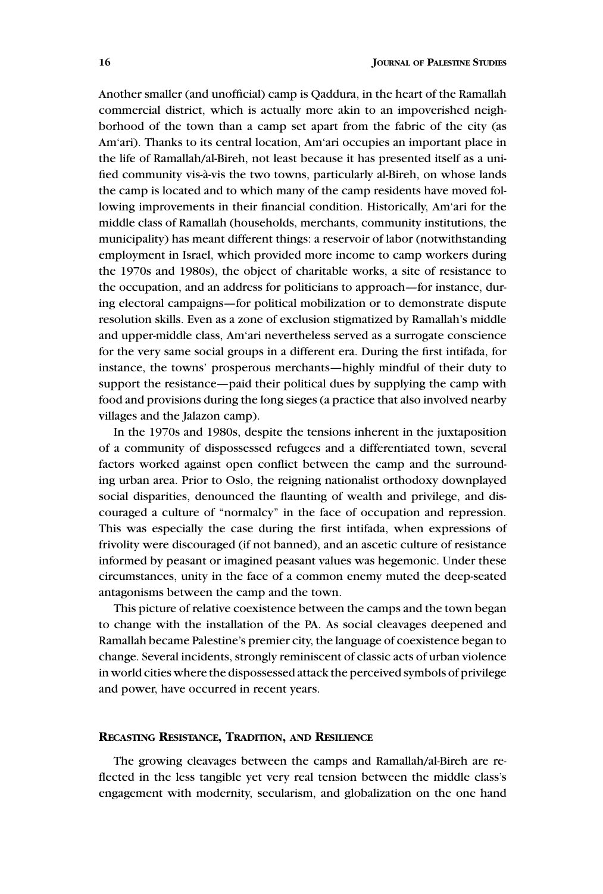Another smaller (and unofficial) camp is Qaddura, in the heart of the Ramallah commercial district, which is actually more akin to an impoverished neighborhood of the town than a camp set apart from the fabric of the city (as Am'ari). Thanks to its central location, Am'ari occupies an important place in the life of Ramallah/al-Bireh, not least because it has presented itself as a unified community vis-à-vis the two towns, particularly al-Bireh, on whose lands the camp is located and to which many of the camp residents have moved following improvements in their financial condition. Historically, Am'ari for the middle class of Ramallah (households, merchants, community institutions, the municipality) has meant different things: a reservoir of labor (notwithstanding employment in Israel, which provided more income to camp workers during the 1970s and 1980s), the object of charitable works, a site of resistance to the occupation, and an address for politicians to approach—for instance, during electoral campaigns—for political mobilization or to demonstrate dispute resolution skills. Even as a zone of exclusion stigmatized by Ramallah's middle and upper-middle class, Am'ari nevertheless served as a surrogate conscience for the very same social groups in a different era. During the first intifada, for instance, the towns' prosperous merchants—highly mindful of their duty to support the resistance—paid their political dues by supplying the camp with food and provisions during the long sieges (a practice that also involved nearby villages and the Jalazon camp).

In the 1970s and 1980s, despite the tensions inherent in the juxtaposition of a community of dispossessed refugees and a differentiated town, several factors worked against open conflict between the camp and the surrounding urban area. Prior to Oslo, the reigning nationalist orthodoxy downplayed social disparities, denounced the flaunting of wealth and privilege, and discouraged a culture of "normalcy" in the face of occupation and repression. This was especially the case during the first intifada, when expressions of frivolity were discouraged (if not banned), and an ascetic culture of resistance informed by peasant or imagined peasant values was hegemonic. Under these circumstances, unity in the face of a common enemy muted the deep-seated antagonisms between the camp and the town.

This picture of relative coexistence between the camps and the town began to change with the installation of the PA. As social cleavages deepened and Ramallah became Palestine's premier city, the language of coexistence began to change. Several incidents, strongly reminiscent of classic acts of urban violence in world cities where the dispossessed attack the perceived symbols of privilege and power, have occurred in recent years.

## Recasting Resistance, Tradition, and Resilience

The growing cleavages between the camps and Ramallah/al-Bireh are reflected in the less tangible yet very real tension between the middle class's engagement with modernity, secularism, and globalization on the one hand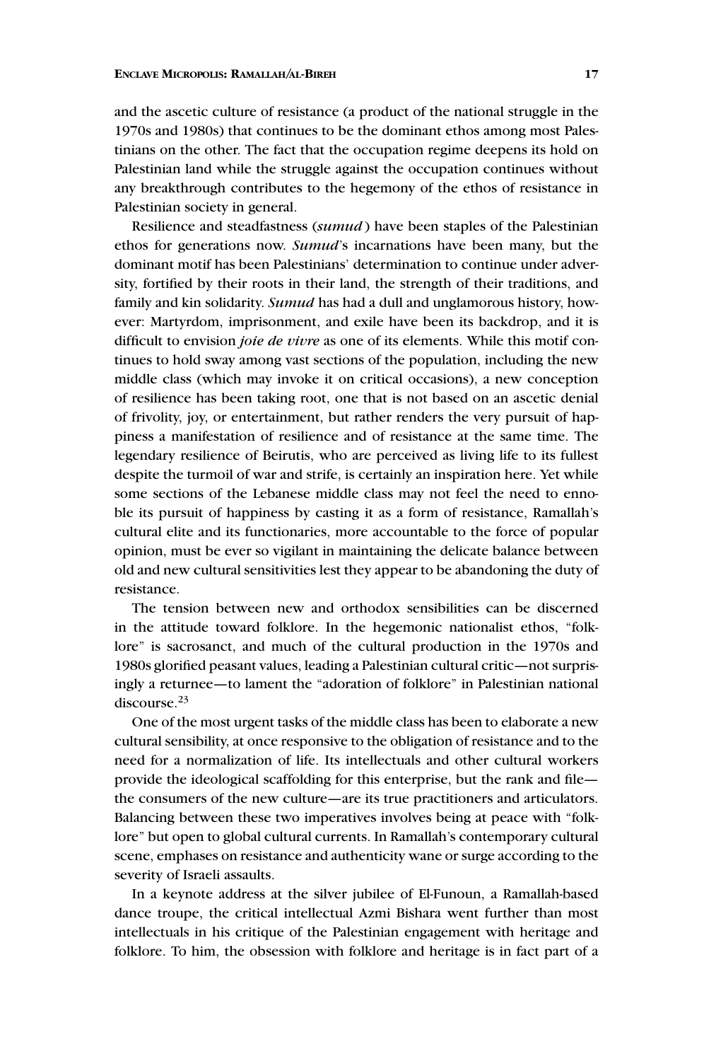and the ascetic culture of resistance (a product of the national struggle in the 1970s and 1980s) that continues to be the dominant ethos among most Palestinians on the other. The fact that the occupation regime deepens its hold on Palestinian land while the struggle against the occupation continues without any breakthrough contributes to the hegemony of the ethos of resistance in Palestinian society in general.

Resilience and steadfastness (*sumud*) have been staples of the Palestinian ethos for generations now. *Sumud*'s incarnations have been many, but the dominant motif has been Palestinians' determination to continue under adversity, fortified by their roots in their land, the strength of their traditions, and family and kin solidarity. *Sumud* has had a dull and unglamorous history, however: Martyrdom, imprisonment, and exile have been its backdrop, and it is difficult to envision *joie de vivre* as one of its elements. While this motif continues to hold sway among vast sections of the population, including the new middle class (which may invoke it on critical occasions), a new conception of resilience has been taking root, one that is not based on an ascetic denial of frivolity, joy, or entertainment, but rather renders the very pursuit of happiness a manifestation of resilience and of resistance at the same time. The legendary resilience of Beirutis, who are perceived as living life to its fullest despite the turmoil of war and strife, is certainly an inspiration here. Yet while some sections of the Lebanese middle class may not feel the need to ennoble its pursuit of happiness by casting it as a form of resistance, Ramallah's cultural elite and its functionaries, more accountable to the force of popular opinion, must be ever so vigilant in maintaining the delicate balance between old and new cultural sensitivities lest they appear to be abandoning the duty of resistance.

The tension between new and orthodox sensibilities can be discerned in the attitude toward folklore. In the hegemonic nationalist ethos, "folklore" is sacrosanct, and much of the cultural production in the 1970s and 1980s glorified peasant values, leading a Palestinian cultural critic—not surprisingly a returnee—to lament the "adoration of folklore" in Palestinian national discourse.[23]

One of the most urgent tasks of the middle class has been to elaborate a new cultural sensibility, at once responsive to the obligation of resistance and to the need for a normalization of life. Its intellectuals and other cultural workers provide the ideological scaffolding for this enterprise, but the rank and file—the consumers of the new culture—are its true practitioners and articulators. Balancing between these two imperatives involves being at peace with "folklore" but open to global cultural currents. In Ramallah's contemporary cultural scene, emphases on resistance and authenticity wane or surge according to the severity of Israeli assaults.

In a keynote address at the silver jubilee of El-Funoun, a Ramallah-based dance troupe, the critical intellectual Azmi Bishara went further than most intellectuals in his critique of the Palestinian engagement with heritage and folklore. To him, the obsession with folklore and heritage is in fact part of a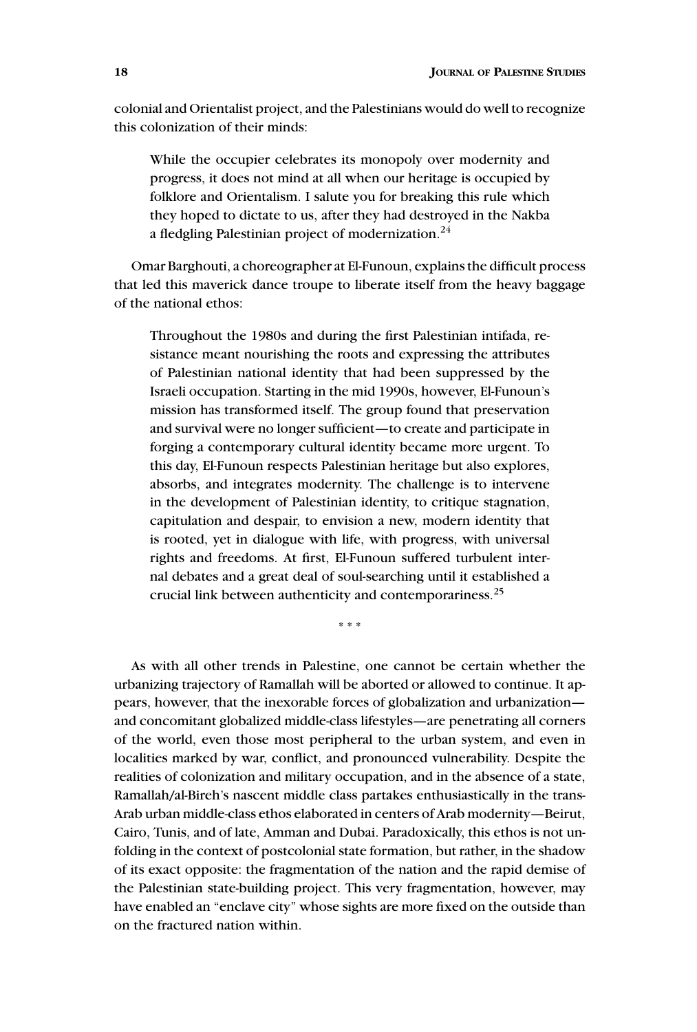colonial and Orientalist project, and the Palestinians would do well to recognize this colonization of their minds:

> While the occupier celebrates its monopoly over modernity and progress, it does not mind at all when our heritage is occupied by folklore and Orientalism. I salute you for breaking this rule which they hoped to dictate to us, after they had destroyed in the Nakba a fledgling Palestinian project of modernization.[24]

Omar Barghouti, a choreographer at El-Funoun, explains the difficult process that led this maverick dance troupe to liberate itself from the heavy baggage of the national ethos:

> Throughout the 1980s and during the first Palestinian intifada, resistance meant nourishing the roots and expressing the attributes of Palestinian national identity that had been suppressed by the Israeli occupation. Starting in the mid 1990s, however, El-Funoun's mission has transformed itself. The group found that preservation and survival were no longer sufficient—to create and participate in forging a contemporary cultural identity became more urgent. To this day, El-Funoun respects Palestinian heritage but also explores, absorbs, and integrates modernity. The challenge is to intervene in the development of Palestinian identity, to critique stagnation, capitulation and despair, to envision a new, modern identity that is rooted, yet in dialogue with life, with progress, with universal rights and freedoms. At first, El-Funoun suffered turbulent internal debates and a great deal of soul-searching until it established a crucial link between authenticity and contemporariness.[25]

\* \* \*

As with all other trends in Palestine, one cannot be certain whether the urbanizing trajectory of Ramallah will be aborted or allowed to continue. It appears, however, that the inexorable forces of globalization and urbanization—and concomitant globalized middle-class lifestyles—are penetrating all corners of the world, even those most peripheral to the urban system, and even in localities marked by war, conflict, and pronounced vulnerability. Despite the realities of colonization and military occupation, and in the absence of a state, Ramallah/al-Bireh's nascent middle class partakes enthusiastically in the trans-Arab urban middle-class ethos elaborated in centers of Arab modernity—Beirut, Cairo, Tunis, and of late, Amman and Dubai. Paradoxically, this ethos is not unfolding in the context of postcolonial state formation, but rather, in the shadow of its exact opposite: the fragmentation of the nation and the rapid demise of the Palestinian state-building project. This very fragmentation, however, may have enabled an "enclave city" whose sights are more fixed on the outside than on the fractured nation within.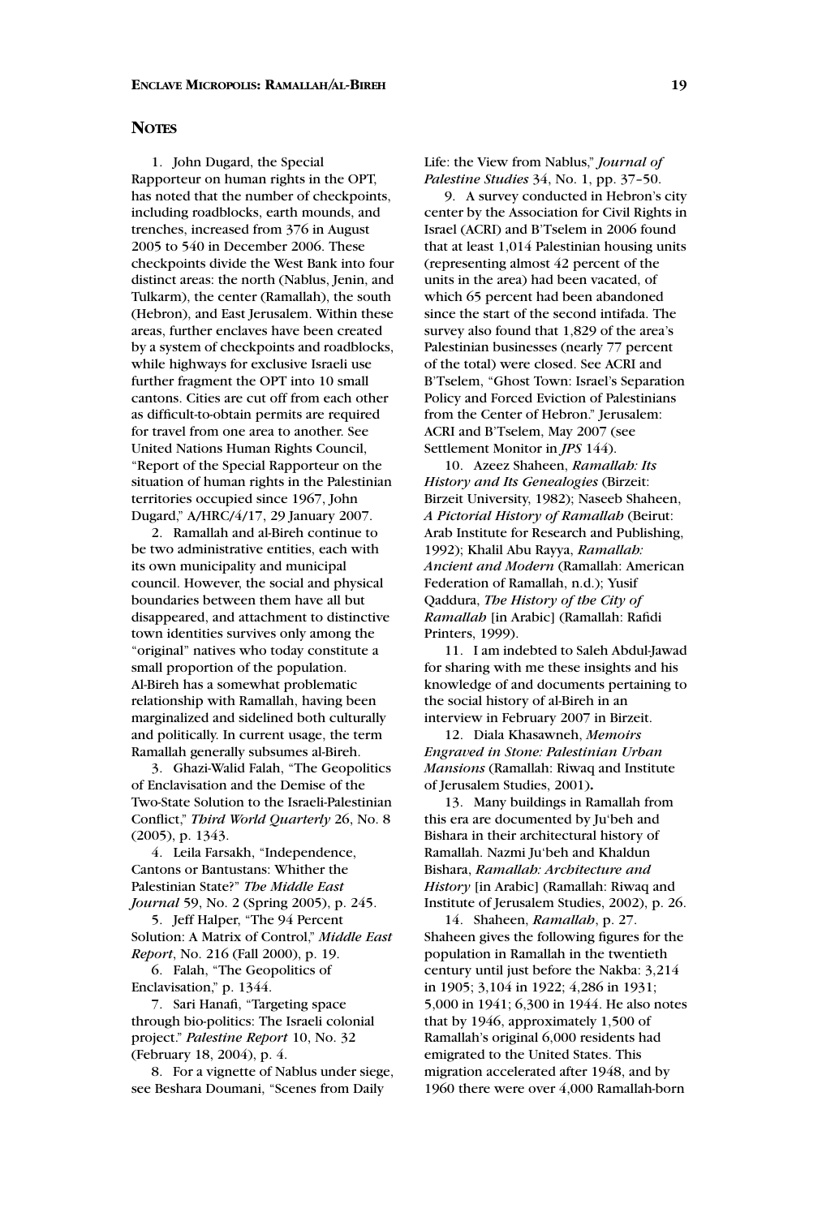## Notes

1. John Dugard, the Special Rapporteur on human rights in the OPT, has noted that the number of checkpoints, including roadblocks, earth mounds, and trenches, increased from 376 in August 2005 to 540 in December 2006. These checkpoints divide the West Bank into four distinct areas: the north (Nablus, Jenin, and Tulkarm), the center (Ramallah), the south (Hebron), and East Jerusalem. Within these areas, further enclaves have been created by a system of checkpoints and roadblocks, while highways for exclusive Israeli use further fragment the OPT into 10 small cantons. Cities are cut off from each other as difficult-to-obtain permits are required for travel from one area to another. See United Nations Human Rights Council, "Report of the Special Rapporteur on the situation of human rights in the Palestinian territories occupied since 1967, John Dugard," A/HRC/4/17, 29 January 2007.

2. Ramallah and al-Bireh continue to be two administrative entities, each with its own municipality and municipal council. However, the social and physical boundaries between them have all but disappeared, and attachment to distinctive town identities survives only among the "original" natives who today constitute a small proportion of the population. Al-Bireh has a somewhat problematic relationship with Ramallah, having been marginalized and sidelined both culturally and politically. In current usage, the term Ramallah generally subsumes al-Bireh.

3. Ghazi-Walid Falah, "The Geopolitics of Enclavisation and the Demise of the Two-State Solution to the Israeli-Palestinian Conflict," *Third World Quarterly* 26, No. 8 (2005), p. 1343.

4. Leila Farsakh, "Independence, Cantons or Bantustans: Whither the Palestinian State?" *The Middle East Journal* 59, No. 2 (Spring 2005), p. 245.

5. Jeff Halper, "The 94 Percent Solution: A Matrix of Control," *Middle East Report*, No. 216 (Fall 2000), p. 19.

6. Falah, "The Geopolitics of Enclavisation," p. 1344.

7. Sari Hanafi, "Targeting space through bio-politics: The Israeli colonial project." *Palestine Report* 10, No. 32 (February 18, 2004), p. 4.

8. For a vignette of Nablus under siege, see Beshara Doumani, "Scenes from Daily Life: the View from Nablus," *Journal of Palestine Studies* 34, No. 1, pp. 37–50.

9. A survey conducted in Hebron's city center by the Association for Civil Rights in Israel (ACRI) and B'Tselem in 2006 found that at least 1,014 Palestinian housing units (representing almost 42 percent of the units in the area) had been vacated, of which 65 percent had been abandoned since the start of the second intifada. The survey also found that 1,829 of the area's Palestinian businesses (nearly 77 percent of the total) were closed. See ACRI and B'Tselem, "Ghost Town: Israel's Separation Policy and Forced Eviction of Palestinians from the Center of Hebron." Jerusalem: ACRI and B'Tselem, May 2007 (see Settlement Monitor in *JPS* 144).

10. Azeez Shaheen, *Ramallah: Its History and Its Genealogies* (Birzeit: Birzeit University, 1982); Naseeb Shaheen, *A Pictorial History of Ramallah* (Beirut: Arab Institute for Research and Publishing, 1992); Khalil Abu Rayya, *Ramallah: Ancient and Modern* (Ramallah: American Federation of Ramallah, n.d.); Yusif Qaddura, *The History of the City of Ramallah* [in Arabic] (Ramallah: Rafidi Printers, 1999).

11. I am indebted to Saleh Abdul-Jawad for sharing with me these insights and his knowledge of and documents pertaining to the social history of al-Bireh in an interview in February 2007 in Birzeit.

12. Diala Khasawneh, *Memoirs Engraved in Stone: Palestinian Urban Mansions* (Ramallah: Riwaq and Institute of Jerusalem Studies, 2001).

13. Many buildings in Ramallah from this era are documented by Ju'beh and Bishara in their architectural history of Ramallah. Nazmi Ju'beh and Khaldun Bishara, *Ramallah: Architecture and History* [in Arabic] (Ramallah: Riwaq and Institute of Jerusalem Studies, 2002), p. 26.

14. Shaheen, *Ramallah*, p. 27. Shaheen gives the following figures for the population in Ramallah in the twentieth century until just before the Nakba: 3,214 in 1905; 3,104 in 1922; 4,286 in 1931; 5,000 in 1941; 6,300 in 1944. He also notes that by 1946, approximately 1,500 of Ramallah's original 6,000 residents had emigrated to the United States. This migration accelerated after 1948, and by 1960 there were over 4,000 Ramallah-born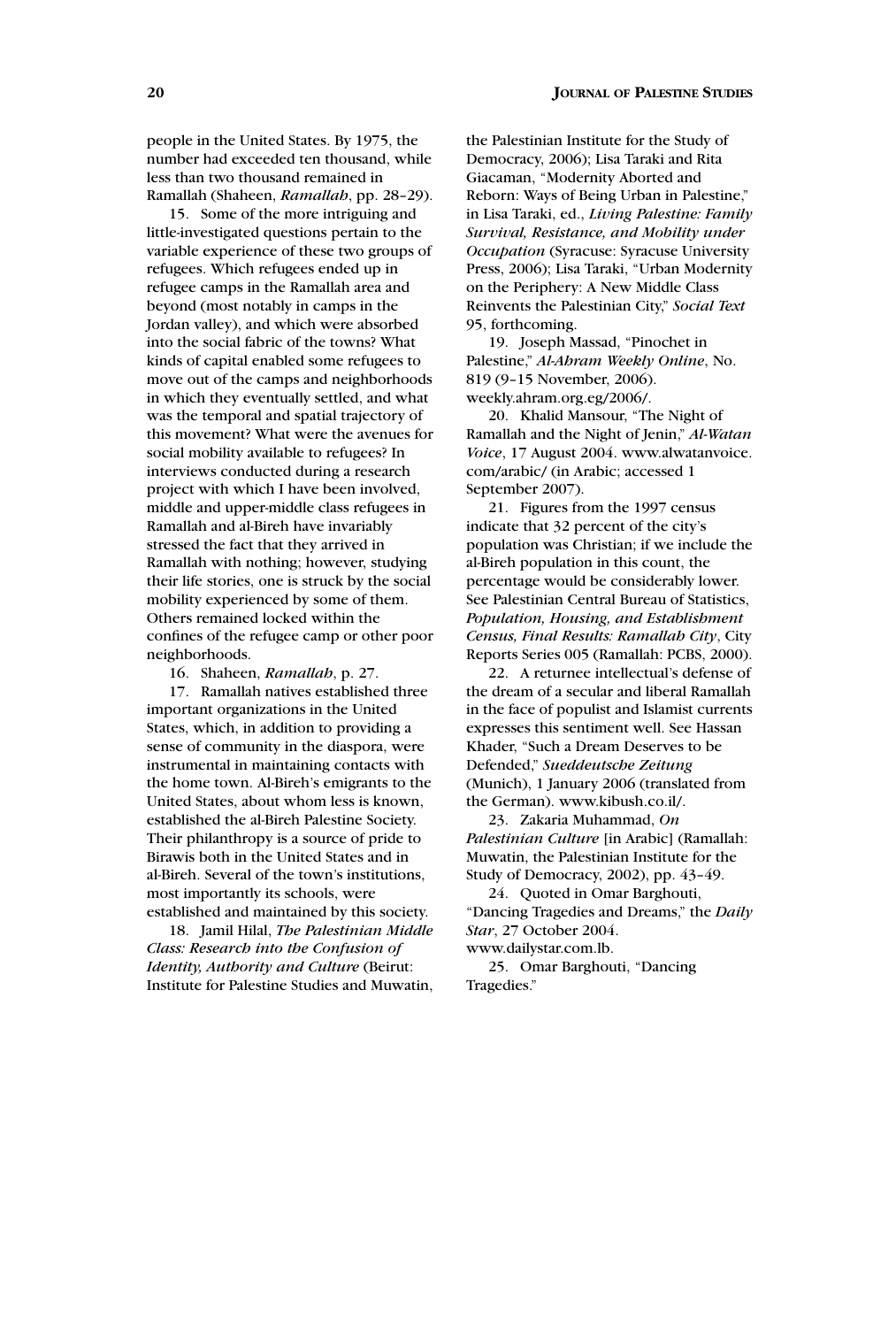people in the United States. By 1975, the number had exceeded ten thousand, while less than two thousand remained in Ramallah (Shaheen, *Ramallah*, pp. 28–29).

15. Some of the more intriguing and little-investigated questions pertain to the variable experience of these two groups of refugees. Which refugees ended up in refugee camps in the Ramallah area and beyond (most notably in camps in the Jordan valley), and which were absorbed into the social fabric of the towns? What kinds of capital enabled some refugees to move out of the camps and neighborhoods in which they eventually settled, and what was the temporal and spatial trajectory of this movement? What were the avenues for social mobility available to refugees? In interviews conducted during a research project with which I have been involved, middle and upper-middle class refugees in Ramallah and al-Bireh have invariably stressed the fact that they arrived in Ramallah with nothing; however, studying their life stories, one is struck by the social mobility experienced by some of them. Others remained locked within the confines of the refugee camp or other poor neighborhoods.

16. Shaheen, *Ramallah*, p. 27.

17. Ramallah natives established three important organizations in the United States, which, in addition to providing a sense of community in the diaspora, were instrumental in maintaining contacts with the home town. Al-Bireh's emigrants to the United States, about whom less is known, established the al-Bireh Palestine Society. Their philanthropy is a source of pride to Birawis both in the United States and in al-Bireh. Several of the town's institutions, most importantly its schools, were established and maintained by this society.

18. Jamil Hilal, *The Palestinian Middle Class: Research into the Confusion of Identity, Authority and Culture* (Beirut: Institute for Palestine Studies and Muwatin, the Palestinian Institute for the Study of Democracy, 2006); Lisa Taraki and Rita Giacaman, "Modernity Aborted and Reborn: Ways of Being Urban in Palestine," in Lisa Taraki, ed., *Living Palestine: Family Survival, Resistance, and Mobility under Occupation* (Syracuse: Syracuse University Press, 2006); Lisa Taraki, "Urban Modernity on the Periphery: A New Middle Class Reinvents the Palestinian City," *Social Text* 95, forthcoming.

19. Joseph Massad, "Pinochet in Palestine," *Al-Ahram Weekly Online*, No. 819 (9–15 November, 2006). weekly.ahram.org.eg/2006/.

20. Khalid Mansour, "The Night of Ramallah and the Night of Jenin," *Al-Watan Voice*, 17 August 2004. www.alwatanvoice.com/arabic/ (in Arabic; accessed 1 September 2007).

21. Figures from the 1997 census indicate that 32 percent of the city's population was Christian; if we include the al-Bireh population in this count, the percentage would be considerably lower. See Palestinian Central Bureau of Statistics, *Population, Housing, and Establishment Census, Final Results: Ramallah City*, City Reports Series 005 (Ramallah: PCBS, 2000).

22. A returnee intellectual's defense of the dream of a secular and liberal Ramallah in the face of populist and Islamist currents expresses this sentiment well. See Hassan Khader, "Such a Dream Deserves to be Defended," *Sueddeutsche Zeitung* (Munich), 1 January 2006 (translated from the German). www.kibush.co.il/.

23. Zakaria Muhammad, *On Palestinian Culture* [in Arabic] (Ramallah: Muwatin, the Palestinian Institute for the Study of Democracy, 2002), pp. 43–49.

24. Quoted in Omar Barghouti, "Dancing Tragedies and Dreams," the *Daily Star*, 27 October 2004. www.dailystar.com.lb.

25. Omar Barghouti, "Dancing Tragedies."